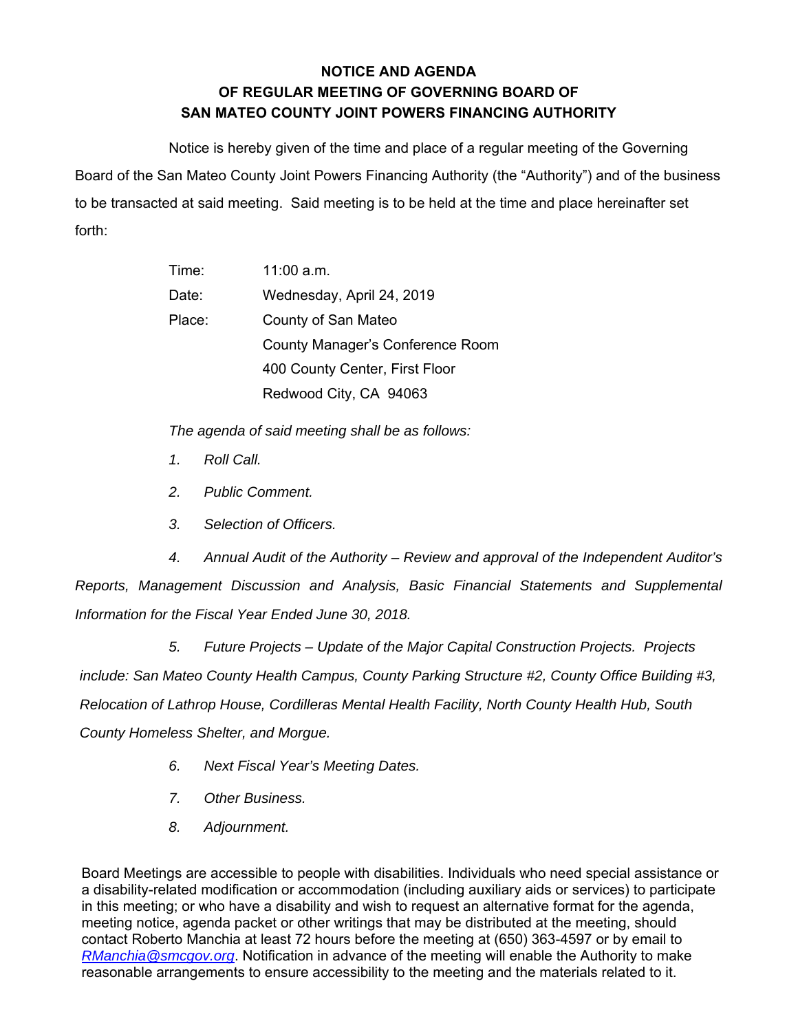# NOTICE AND AGENDA OF REGULAR MEETING OF GOVERNING BOARD OF SAN MATEO COUNTY JOINT POWERS FINANCING AUTHORITY

Notice is hereby given of the time and place of a regular meeting of the Governing Board of the San Mateo County Joint Powers Financing Authority (the "Authority") and of the business to be transacted at said meeting. Said meeting is to be held at the time and place hereinafter set forth:

Time: 11:00 a.m.

Date: Wednesday, April 24, 2019

Place: County of San Mateo
County Manager's Conference Room
400 County Center, First Floor
Redwood City, CA 94063

*The agenda of said meeting shall be as follows:*

1. *Roll Call.*
2. *Public Comment.*
3. *Selection of Officers.*
4. *Annual Audit of the Authority – Review and approval of the Independent Auditor's Reports, Management Discussion and Analysis, Basic Financial Statements and Supplemental Information for the Fiscal Year Ended June 30, 2018.*
5. *Future Projects – Update of the Major Capital Construction Projects. Projects include: San Mateo County Health Campus, County Parking Structure #2, County Office Building #3, Relocation of Lathrop House, Cordilleras Mental Health Facility, North County Health Hub, South County Homeless Shelter, and Morgue.*
6. *Next Fiscal Year's Meeting Dates.*
7. *Other Business.*
8. *Adjournment.*

Board Meetings are accessible to people with disabilities. Individuals who need special assistance or a disability-related modification or accommodation (including auxiliary aids or services) to participate in this meeting; or who have a disability and wish to request an alternative format for the agenda, meeting notice, agenda packet or other writings that may be distributed at the meeting, should contact Roberto Manchia at least 72 hours before the meeting at (650) 363-4597 or by email to RManchia@smcgov.org. Notification in advance of the meeting will enable the Authority to make reasonable arrangements to ensure accessibility to the meeting and the materials related to it.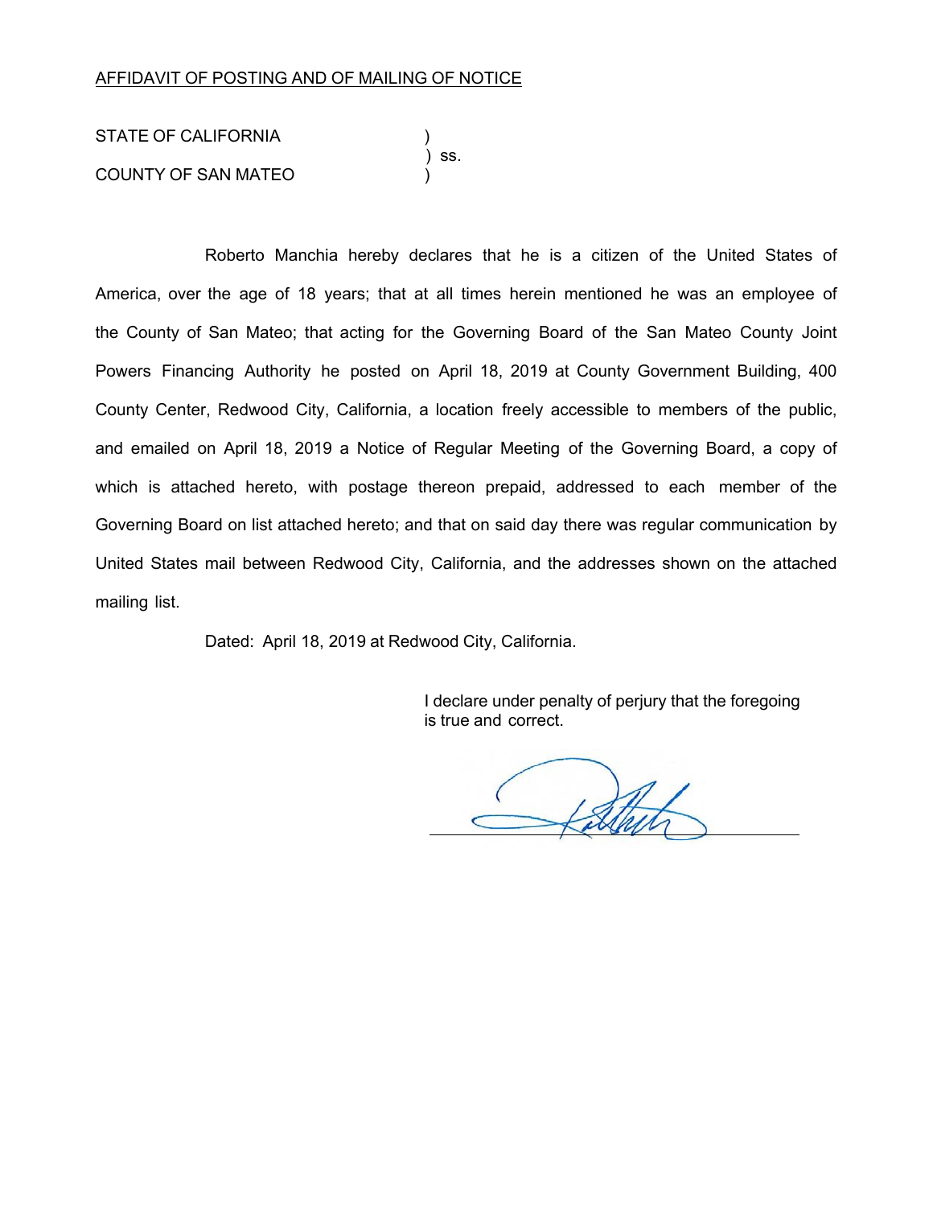AFFIDAVIT OF POSTING AND OF MAILING OF NOTICE

STATE OF CALIFORNIA )
) ss.
COUNTY OF SAN MATEO )

Roberto Manchia hereby declares that he is a citizen of the United States of America, over the age of 18 years; that at all times herein mentioned he was an employee of the County of San Mateo; that acting for the Governing Board of the San Mateo County Joint Powers Financing Authority he posted on April 18, 2019 at County Government Building, 400 County Center, Redwood City, California, a location freely accessible to members of the public, and emailed on April 18, 2019 a Notice of Regular Meeting of the Governing Board, a copy of which is attached hereto, with postage thereon prepaid, addressed to each member of the Governing Board on list attached hereto; and that on said day there was regular communication by United States mail between Redwood City, California, and the addresses shown on the attached mailing list.

Dated: April 18, 2019 at Redwood City, California.

I declare under penalty of perjury that the foregoing is true and correct.

______________________________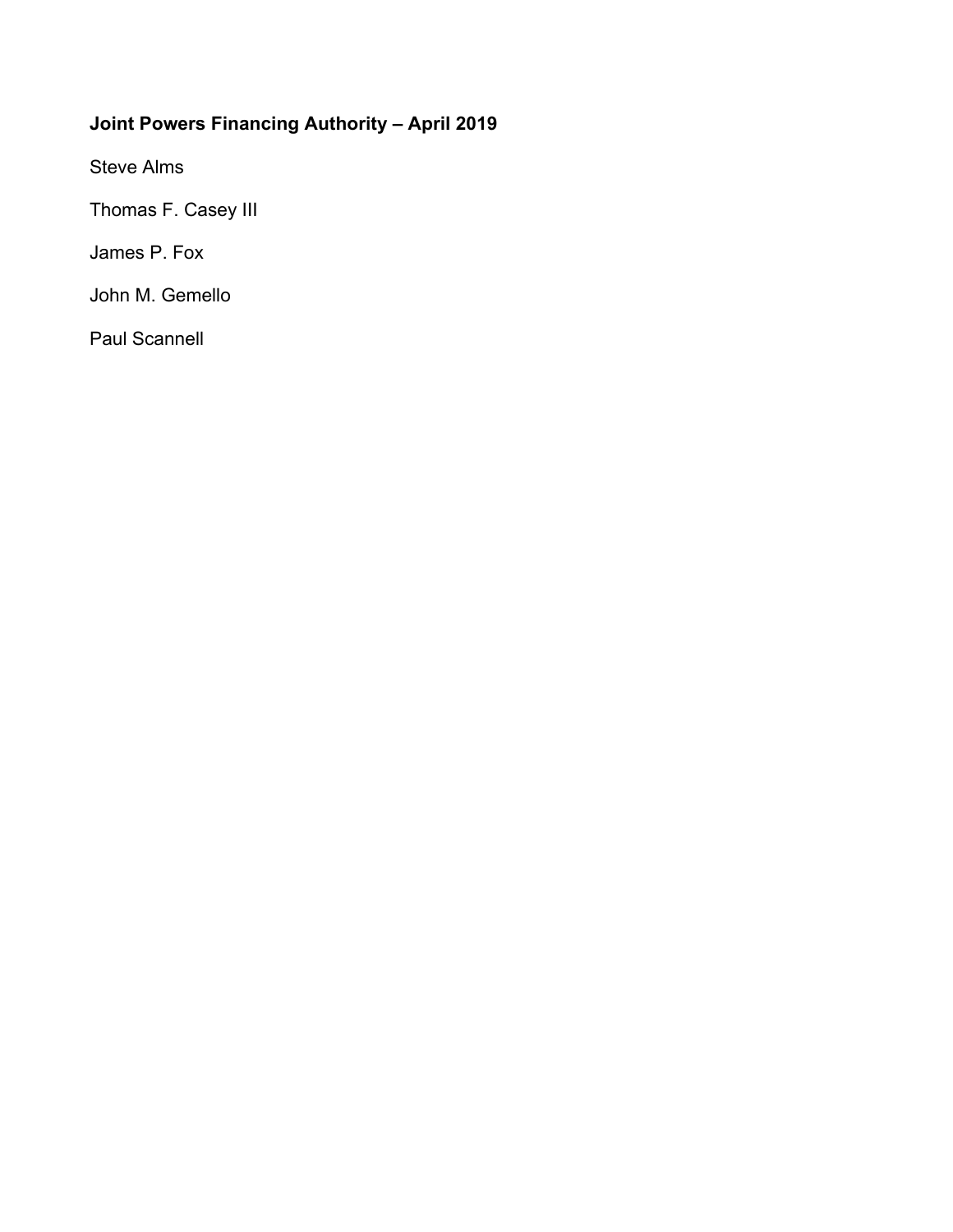**Joint Powers Financing Authority – April 2019**

Steve Alms

Thomas F. Casey III

James P. Fox

John M. Gemello

Paul Scannell